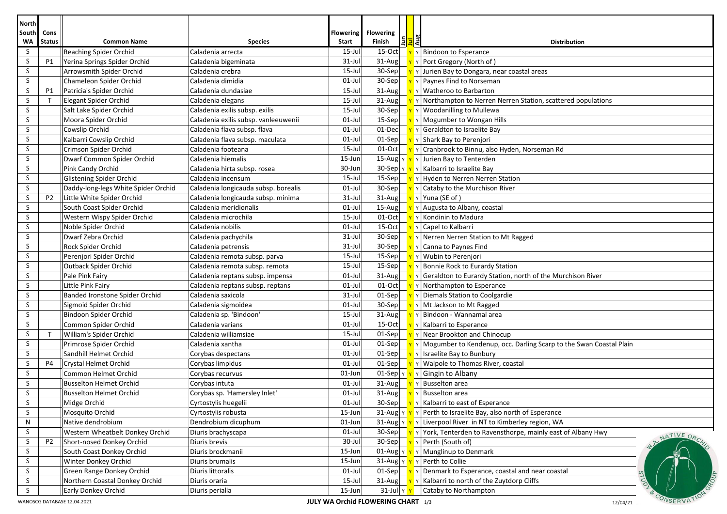| North South WA | Cons Status | Common Name | Species | Flowering Start | Flowering Finish | Jun | Jul | Aug | Distribution |
|---|---|---|---|---|---|---|---|---|---|
| S | | Reaching Spider Orchid | Caladenia arrecta | 15-Jul | 15-Oct | | Y | Y | Bindoon to Esperance |
| S | P1 | Yerina Springs Spider Orchid | Caladenia bigeminata | 31-Jul | 31-Aug | | Y | Y | Port Gregory (North of ) |
| S | | Arrowsmith Spider Orchid | Caladenia crebra | 15-Jul | 30-Sep | | Y | Y | Jurien Bay to Dongara, near coastal areas |
| S | | Chameleon Spider Orchid | Caladenia dimidia | 01-Jul | 30-Sep | | Y | Y | Paynes Find to Norseman |
| S | P1 | Patricia's Spider Orchid | Caladenia dundasiae | 15-Jul | 31-Aug | | Y | Y | Watheroo to Barbarton |
| S | T | Elegant Spider Orchid | Caladenia elegans | 15-Jul | 31-Aug | | Y | Y | Northampton to Nerren Nerren Station, scattered populations |
| S | | Salt Lake Spider Orchid | Caladenia exilis subsp. exilis | 15-Jul | 30-Sep | | Y | Y | Woodanilling to Mullewa |
| S | | Moora Spider Orchid | Caladenia exilis subsp. vanleeuwenii | 01-Jul | 15-Sep | | Y | Y | Mogumber to Wongan Hills |
| S | | Cowslip Orchid | Caladenia flava subsp. flava | 01-Jul | 01-Dec | | Y | Y | Geraldton to Israelite Bay |
| S | | Kalbarri Cowslip Orchid | Caladenia flava subsp. maculata | 01-Jul | 01-Sep | | Y | Y | Shark Bay to Perenjori |
| S | | Crimson Spider Orchid | Caladenia footeana | 15-Jul | 01-Oct | | Y | Y | Cranbrook to Binnu, also Hyden, Norseman Rd |
| S | | Dwarf Common Spider Orchid | Caladenia hiemalis | 15-Jun | 15-Aug | Y | Y | Y | Jurien Bay to Tenterden |
| S | | Pink Candy Orchid | Caladenia hirta subsp. rosea | 30-Jun | 30-Sep | Y | Y | Y | Kalbarri to Israelite Bay |
| S | | Glistening Spider Orchid | Caladenia incensum | 15-Jul | 15-Sep | | Y | Y | Hyden to Nerren Nerren Station |
| S | | Daddy-long-legs White Spider Orchid | Caladenia longicauda subsp. borealis | 01-Jul | 30-Sep | | Y | Y | Cataby to the Murchison River |
| S | P2 | Little White Spider Orchid | Caladenia longicauda subsp. minima | 31-Jul | 31-Aug | | Y | Y | Yuna (SE of ) |
| S | | South Coast Spider Orchid | Caladenia meridionalis | 01-Jul | 15-Aug | | Y | Y | Augusta to Albany, coastal |
| S | | Western Wispy Spider Orchid | Caladenia microchila | 15-Jul | 01-Oct | | Y | Y | Kondinin to Madura |
| S | | Noble Spider Orchid | Caladenia nobilis | 01-Jul | 15-Oct | | Y | Y | Capel to Kalbarri |
| S | | Dwarf Zebra Orchid | Caladenia pachychila | 31-Jul | 30-Sep | | Y | Y | Nerren Nerren Station to Mt Ragged |
| S | | Rock Spider Orchid | Caladenia petrensis | 31-Jul | 30-Sep | | Y | Y | Canna to Paynes Find |
| S | | Perenjori Spider Orchid | Caladenia remota subsp. parva | 15-Jul | 15-Sep | | Y | Y | Wubin to Perenjori |
| S | | Outback Spider Orchid | Caladenia remota subsp. remota | 15-Jul | 15-Sep | | Y | Y | Bonnie Rock to Eurardy Station |
| S | | Pale Pink Fairy | Caladenia reptans subsp. impensa | 01-Jul | 31-Aug | | Y | Y | Geraldton to Eurardy Station, north of the Murchison River |
| S | | Little Pink Fairy | Caladenia reptans subsp. reptans | 01-Jul | 01-Oct | | Y | Y | Northampton to Esperance |
| S | | Banded Ironstone Spider Orchid | Caladenia saxicola | 31-Jul | 01-Sep | | Y | Y | Diemals Station to Coolgardie |
| S | | Sigmoid Spider Orchid | Caladenia sigmoidea | 01-Jul | 30-Sep | | Y | Y | Mt Jackson to Mt Ragged |
| S | | Bindoon Spider Orchid | Caladenia sp. 'Bindoon' | 15-Jul | 31-Aug | | Y | Y | Bindoon - Wannamal area |
| S | | Common Spider Orchid | Caladenia varians | 01-Jul | 15-Oct | | Y | Y | Kalbarri to Esperance |
| S | T | William's Spider Orchid | Caladenia williamsiae | 15-Jul | 01-Sep | | Y | Y | Near Brookton and Chinocup |
| S | | Primrose Spider Orchid | Caladenia xantha | 01-Jul | 01-Sep | | Y | Y | Mogumber to Kendenup, occ. Darling Scarp to the Swan Coastal Plain |
| S | | Sandhill Helmet Orchid | Corybas despectans | 01-Jul | 01-Sep | | Y | Y | Israelite Bay to Bunbury |
| S | P4 | Crystal Helmet Orchid | Corybas limpidus | 01-Jul | 01-Sep | | Y | Y | Walpole to Thomas River, coastal |
| S | | Common Helmet Orchid | Corybas recurvus | 01-Jun | 01-Sep | Y | Y | Y | Gingin to Albany |
| S | | Busselton Helmet Orchid | Corybas intuta | 01-Jul | 31-Aug | | Y | Y | Busselton area |
| S | | Busselton Helmet Orchid | Corybas sp. 'Hamersley Inlet' | 01-Jul | 31-Aug | | Y | Y | Busselton area |
| S | | Midge Orchid | Cyrtostylis huegelii | 01-Jul | 30-Sep | | Y | Y | Kalbarri to east of Esperance |
| S | | Mosquito Orchid | Cyrtostylis robusta | 15-Jun | 31-Aug | Y | Y | Y | Perth to Israelite Bay, also north of Esperance |
| N | | Native dendrobium | Dendrobium dicuphum | 01-Jun | 31-Aug | Y | Y | Y | Liverpool River in NT to Kimberley region, WA |
| S | | Western Wheatbelt Donkey Orchid | Diuris brachyscapa | 01-Jul | 30-Sep | | Y | Y | York, Tenterden to Ravensthorpe, mainly east of Albany Hwy |
| S | P2 | Short-nosed Donkey Orchid | Diuris brevis | 30-Jul | 30-Sep | | Y | Y | Perth (South of) |
| S | | South Coast Donkey Orchid | Diuris brockmanii | 15-Jun | 01-Aug | Y | Y | Y | Munglinup to Denmark |
| S | | Winter Donkey Orchid | Diuris brumalis | 15-Jun | 31-Aug | Y | Y | Y | Perth to Collie |
| S | | Green Range Donkey Orchid | Diuris littoralis | 01-Jul | 01-Sep | | Y | Y | Denmark to Esperance, coastal and near coastal |
| S | | Northern Coastal Donkey Orchid | Diuris oraria | 15-Jul | 31-Aug | | Y | Y | Kalbarri to north of the Zuytdorp Cliffs |
| S | | Early Donkey Orchid | Diuris perialla | 15-Jun | 31-Jul | Y | Y | | Cataby to Northampton |

WANOSCG DATABASE 12.04.2021 **JULY WA Orchid FLOWERING CHART** 12/04/21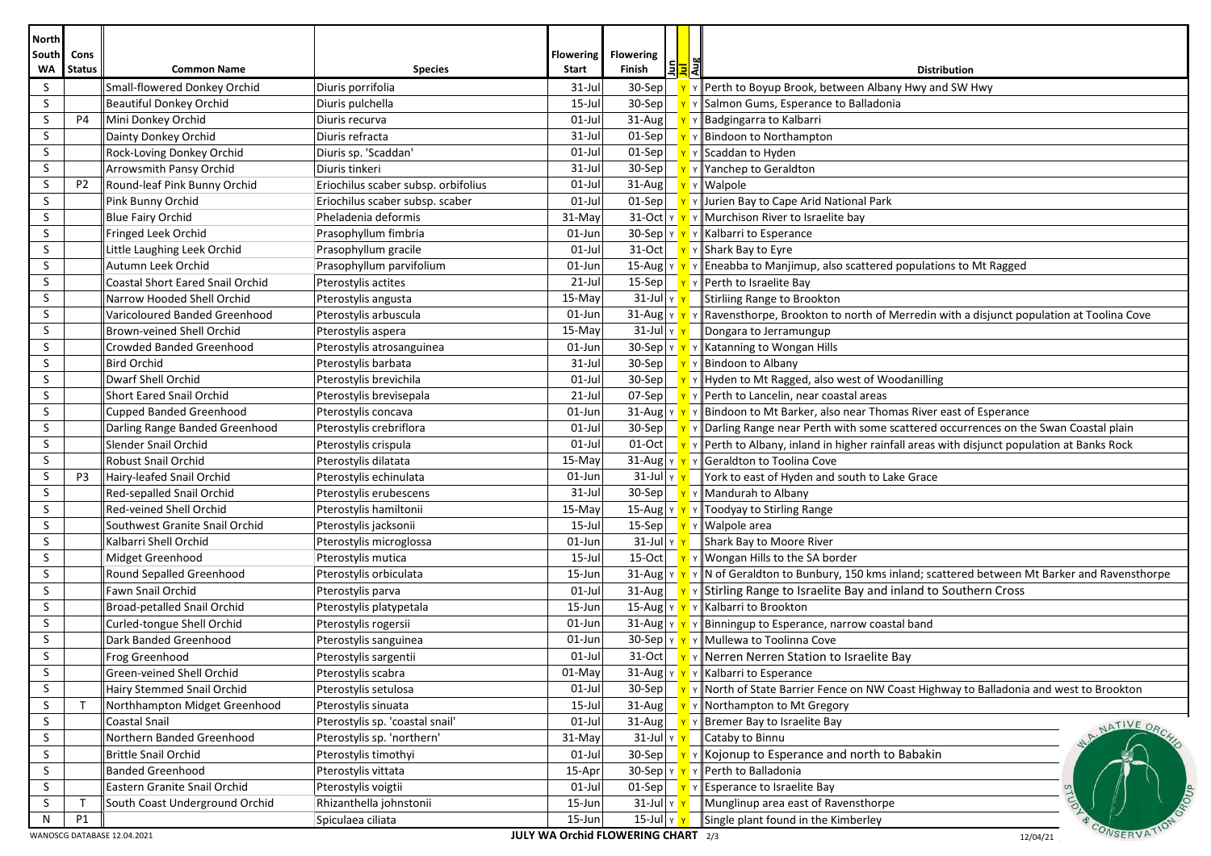| North South WA | Cons Status | Common Name | Species | Flowering Start | Flowering Finish | Jun | Jul | Aug | Distribution |
|---|---|---|---|---|---|---|---|---|---|
| S | | Small-flowered Donkey Orchid | Diuris porrifolia | 31-Jul | 30-Sep | | Y | Y | Perth to Boyup Brook, between Albany Hwy and SW Hwy |
| S | | Beautiful Donkey Orchid | Diuris pulchella | 15-Jul | 30-Sep | | Y | Y | Salmon Gums, Esperance to Balladonia |
| S | P4 | Mini Donkey Orchid | Diuris recurva | 01-Jul | 31-Aug | | Y | Y | Badgingarra to Kalbarri |
| S | | Dainty Donkey Orchid | Diuris refracta | 31-Jul | 01-Sep | | Y | Y | Bindoon to Northampton |
| S | | Rock-Loving Donkey Orchid | Diuris sp. 'Scaddan' | 01-Jul | 01-Sep | | Y | Y | Scaddan to Hyden |
| S | | Arrowsmith Pansy Orchid | Diuris tinkeri | 31-Jul | 30-Sep | | Y | Y | Yanchep to Geraldton |
| S | P2 | Round-leaf Pink Bunny Orchid | Eriochilus scaber subsp. orbifolius | 01-Jul | 31-Aug | | Y | Y | Walpole |
| S | | Pink Bunny Orchid | Eriochilus scaber subsp. scaber | 01-Jul | 01-Sep | | Y | Y | Jurien Bay to Cape Arid National Park |
| S | | Blue Fairy Orchid | Pheladenia deformis | 31-May | 31-Oct | Y | Y | Y | Murchison River to Israelite bay |
| S | | Fringed Leek Orchid | Prasophyllum fimbria | 01-Jun | 30-Sep | Y | Y | Y | Kalbarri to Esperance |
| S | | Little Laughing Leek Orchid | Prasophyllum gracile | 01-Jul | 31-Oct | | Y | Y | Shark Bay to Eyre |
| S | | Autumn Leek Orchid | Prasophyllum parvifolium | 01-Jun | 15-Aug | Y | Y | Y | Eneabba to Manjimup, also scattered populations to Mt Ragged |
| S | | Coastal Short Eared Snail Orchid | Pterostylis actites | 21-Jul | 15-Sep | | Y | Y | Perth to Israelite Bay |
| S | | Narrow Hooded Shell Orchid | Pterostylis angusta | 15-May | 31-Jul | Y | Y | | Stirliing Range to Brookton |
| S | | Varicoloured Banded Greenhood | Pterostylis arbuscula | 01-Jun | 31-Aug | Y | Y | Y | Ravensthorpe, Brookton to north of Merredin with a disjunct population at Toolina Cove |
| S | | Brown-veined Shell Orchid | Pterostylis aspera | 15-May | 31-Jul | Y | Y | | Dongara to Jerramungup |
| S | | Crowded Banded Greenhood | Pterostylis atrosanguinea | 01-Jun | 30-Sep | Y | Y | Y | Katanning to Wongan Hills |
| S | | Bird Orchid | Pterostylis barbata | 31-Jul | 30-Sep | | Y | Y | Bindoon to Albany |
| S | | Dwarf Shell Orchid | Pterostylis brevichila | 01-Jul | 30-Sep | | Y | Y | Hyden to Mt Ragged, also west of Woodanilling |
| S | | Short Eared Snail Orchid | Pterostylis brevisepala | 21-Jul | 07-Sep | | Y | Y | Perth to Lancelin, near coastal areas |
| S | | Cupped Banded Greenhood | Pterostylis concava | 01-Jun | 31-Aug | Y | Y | Y | Bindoon to Mt Barker, also near Thomas River east of Esperance |
| S | | Darling Range Banded Greenhood | Pterostylis crebriflora | 01-Jul | 30-Sep | | Y | Y | Darling Range near Perth with some scattered occurrences on the Swan Coastal plain |
| S | | Slender Snail Orchid | Pterostylis crispula | 01-Jul | 01-Oct | | Y | Y | Perth to Albany, inland in higher rainfall areas with disjunct population at Banks Rock |
| S | | Robust Snail Orchid | Pterostylis dilatata | 15-May | 31-Aug | Y | Y | Y | Geraldton to Toolina Cove |
| S | P3 | Hairy-leafed Snail Orchid | Pterostylis echinulata | 01-Jun | 31-Jul | Y | Y | | York to east of Hyden and south to Lake Grace |
| S | | Red-sepalled Snail Orchid | Pterostylis erubescens | 31-Jul | 30-Sep | | Y | Y | Mandurah to Albany |
| S | | Red-veined Shell Orchid | Pterostylis hamiltonii | 15-May | 15-Aug | Y | Y | Y | Toodyay to Stirling Range |
| S | | Southwest Granite Snail Orchid | Pterostylis jacksonii | 15-Jul | 15-Sep | | Y | Y | Walpole area |
| S | | Kalbarri Shell Orchid | Pterostylis microglossa | 01-Jun | 31-Jul | Y | Y | | Shark Bay to Moore River |
| S | | Midget Greenhood | Pterostylis mutica | 15-Jul | 15-Oct | | Y | Y | Wongan Hills to the SA border |
| S | | Round Sepalled Greenhood | Pterostylis orbiculata | 15-Jun | 31-Aug | Y | Y | Y | N of Geraldton to Bunbury, 150 kms inland; scattered between Mt Barker and Ravensthorpe |
| S | | Fawn Snail Orchid | Pterostylis parva | 01-Jul | 31-Aug | | Y | Y | Stirling Range to Israelite Bay and inland to Southern Cross |
| S | | Broad-petalled Snail Orchid | Pterostylis platypetala | 15-Jun | 15-Aug | Y | Y | Y | Kalbarri to Brookton |
| S | | Curled-tongue Shell Orchid | Pterostylis rogersii | 01-Jun | 31-Aug | Y | Y | Y | Binningup to Esperance, narrow coastal band |
| S | | Dark Banded Greenhood | Pterostylis sanguinea | 01-Jun | 30-Sep | Y | Y | Y | Mullewa to Toolinna Cove |
| S | | Frog Greenhood | Pterostylis sargentii | 01-Jul | 31-Oct | | Y | Y | Nerren Nerren Station to Israelite Bay |
| S | | Green-veined Shell Orchid | Pterostylis scabra | 01-May | 31-Aug | Y | Y | Y | Kalbarri to Esperance |
| S | | Hairy Stemmed Snail Orchid | Pterostylis setulosa | 01-Jul | 30-Sep | | Y | Y | North of State Barrier Fence on NW Coast Highway to Balladonia and west to Brookton |
| S | T | Northhampton Midget Greenhood | Pterostylis sinuata | 15-Jul | 31-Aug | | Y | Y | Northampton to Mt Gregory |
| S | | Coastal Snail | Pterostylis sp. 'coastal snail' | 01-Jul | 31-Aug | | Y | Y | Bremer Bay to Israelite Bay |
| S | | Northern Banded Greenhood | Pterostylis sp. 'northern' | 31-May | 31-Jul | Y | Y | | Cataby to Binnu |
| S | | Brittle Snail Orchid | Pterostylis timothyi | 01-Jul | 30-Sep | | Y | Y | Kojonup to Esperance and north to Babakin |
| S | | Banded Greenhood | Pterostylis vittata | 15-Apr | 30-Sep | Y | Y | Y | Perth to Balladonia |
| S | | Eastern Granite Snail Orchid | Pterostylis voigtii | 01-Jul | 01-Sep | | Y | Y | Esperance to Israelite Bay |
| S | T | South Coast Underground Orchid | Rhizanthella johnstonii | 15-Jun | 31-Jul | Y | Y | | Munglinup area east of Ravensthorpe |
| N | P1 | | Spiculaea ciliata | 15-Jun | 15-Jul | Y | Y | | Single plant found in the Kimberley |

WANOSCG DATABASE 12.04.2021 — JULY WA Orchid FLOWERING CHART — 12/04/21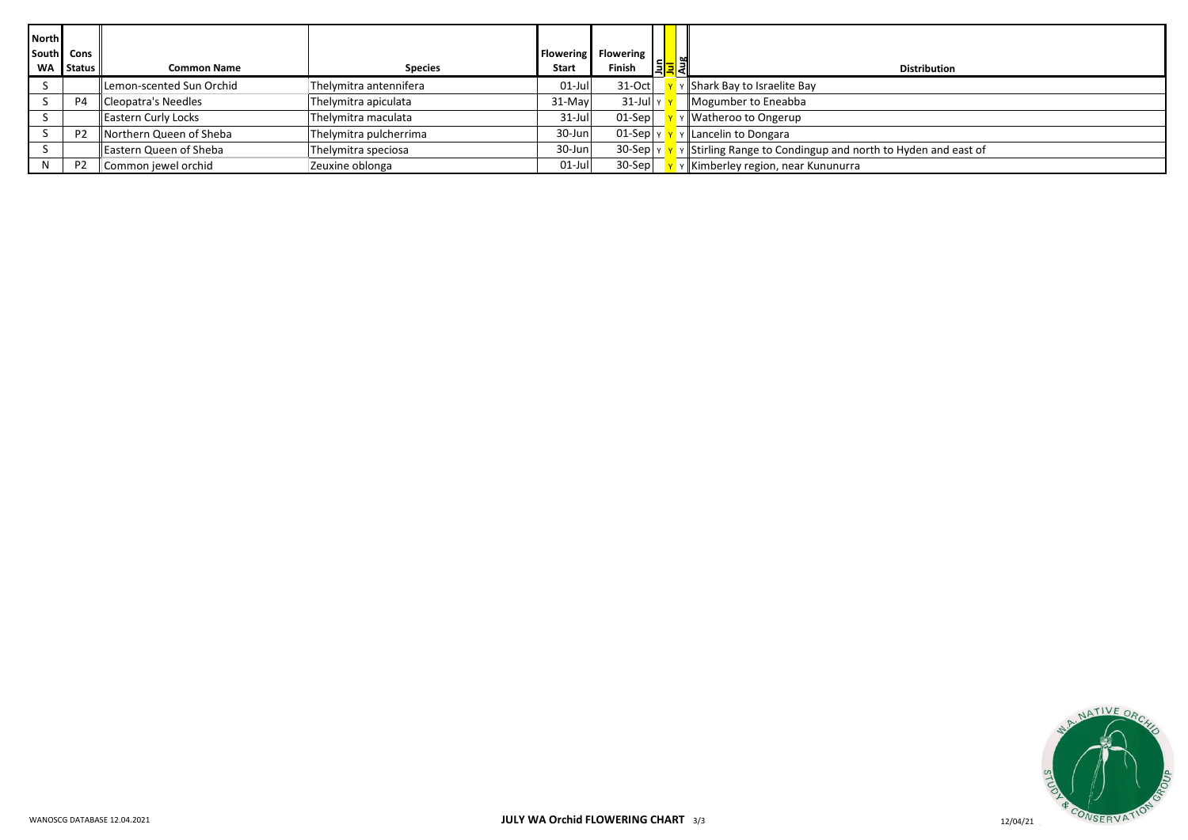| North South WA | Cons Status | Common Name | Species | Flowering Start | Flowering Finish | Jun | Jul | Aug | Distribution |
|---|---|---|---|---|---|---|---|---|---|
| S | | Lemon-scented Sun Orchid | Thelymitra antennifera | 01-Jul | 31-Oct | | Y | Y | Shark Bay to Israelite Bay |
| S | P4 | Cleopatra's Needles | Thelymitra apiculata | 31-May | 31-Jul | Y | Y | | Mogumber to Eneabba |
| S | | Eastern Curly Locks | Thelymitra maculata | 31-Jul | 01-Sep | | Y | Y | Watheroo to Ongerup |
| S | P2 | Northern Queen of Sheba | Thelymitra pulcherrima | 30-Jun | 01-Sep | Y | Y | Y | Lancelin to Dongara |
| S | | Eastern Queen of Sheba | Thelymitra speciosa | 30-Jun | 30-Sep | Y | Y | Y | Stirling Range to Condingup and north to Hyden and east of |
| N | P2 | Common jewel orchid | Zeuxine oblonga | 01-Jul | 30-Sep | | Y | Y | Kimberley region, near Kununurra |